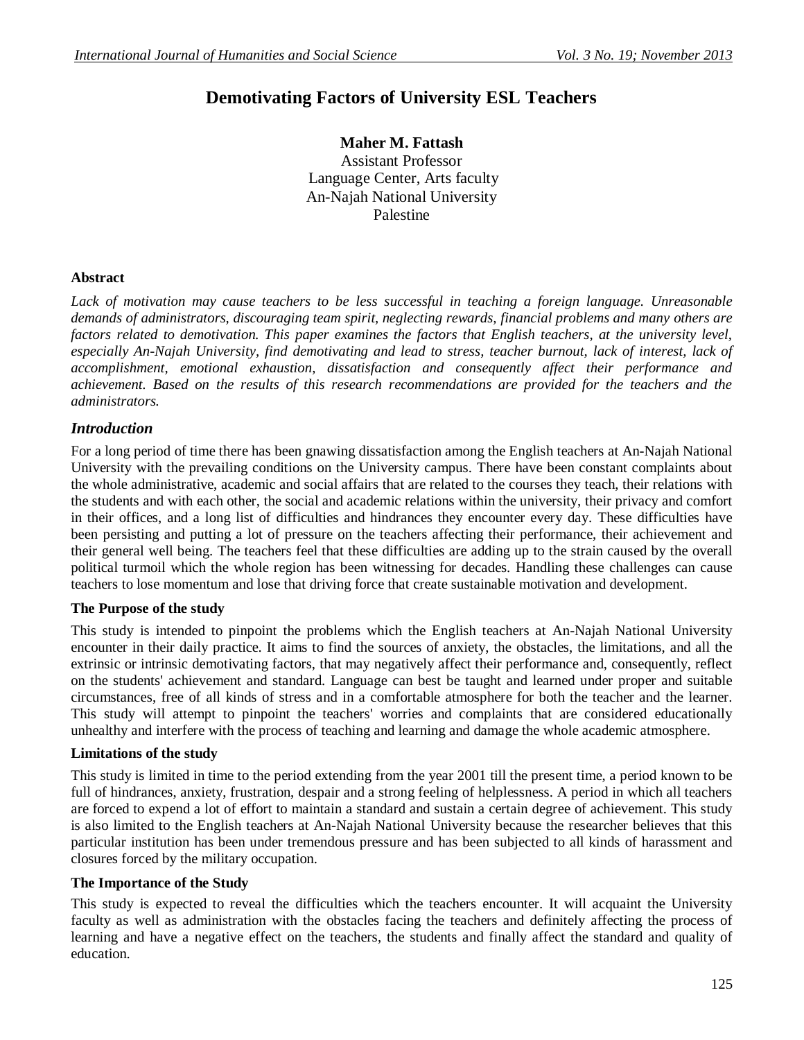# Demotivating Factors of University ESL Teachers

**Maher M. Fattash**
Assistant Professor
Language Center, Arts faculty
An-Najah National University
Palestine

### Abstract

*Lack of motivation may cause teachers to be less successful in teaching a foreign language. Unreasonable demands of administrators, discouraging team spirit, neglecting rewards, financial problems and many others are factors related to demotivation. This paper examines the factors that English teachers, at the university level, especially An-Najah University, find demotivating and lead to stress, teacher burnout, lack of interest, lack of accomplishment, emotional exhaustion, dissatisfaction and consequently affect their performance and achievement. Based on the results of this research recommendations are provided for the teachers and the administrators.*

## *Introduction*

For a long period of time there has been gnawing dissatisfaction among the English teachers at An-Najah National University with the prevailing conditions on the University campus. There have been constant complaints about the whole administrative, academic and social affairs that are related to the courses they teach, their relations with the students and with each other, the social and academic relations within the university, their privacy and comfort in their offices, and a long list of difficulties and hindrances they encounter every day. These difficulties have been persisting and putting a lot of pressure on the teachers affecting their performance, their achievement and their general well being. The teachers feel that these difficulties are adding up to the strain caused by the overall political turmoil which the whole region has been witnessing for decades. Handling these challenges can cause teachers to lose momentum and lose that driving force that create sustainable motivation and development.

### The Purpose of the study

This study is intended to pinpoint the problems which the English teachers at An-Najah National University encounter in their daily practice. It aims to find the sources of anxiety, the obstacles, the limitations, and all the extrinsic or intrinsic demotivating factors, that may negatively affect their performance and, consequently, reflect on the students' achievement and standard. Language can best be taught and learned under proper and suitable circumstances, free of all kinds of stress and in a comfortable atmosphere for both the teacher and the learner. This study will attempt to pinpoint the teachers' worries and complaints that are considered educationally unhealthy and interfere with the process of teaching and learning and damage the whole academic atmosphere.

### Limitations of the study

This study is limited in time to the period extending from the year 2001 till the present time, a period known to be full of hindrances, anxiety, frustration, despair and a strong feeling of helplessness. A period in which all teachers are forced to expend a lot of effort to maintain a standard and sustain a certain degree of achievement. This study is also limited to the English teachers at An-Najah National University because the researcher believes that this particular institution has been under tremendous pressure and has been subjected to all kinds of harassment and closures forced by the military occupation.

### The Importance of the Study

This study is expected to reveal the difficulties which the teachers encounter. It will acquaint the University faculty as well as administration with the obstacles facing the teachers and definitely affecting the process of learning and have a negative effect on the teachers, the students and finally affect the standard and quality of education.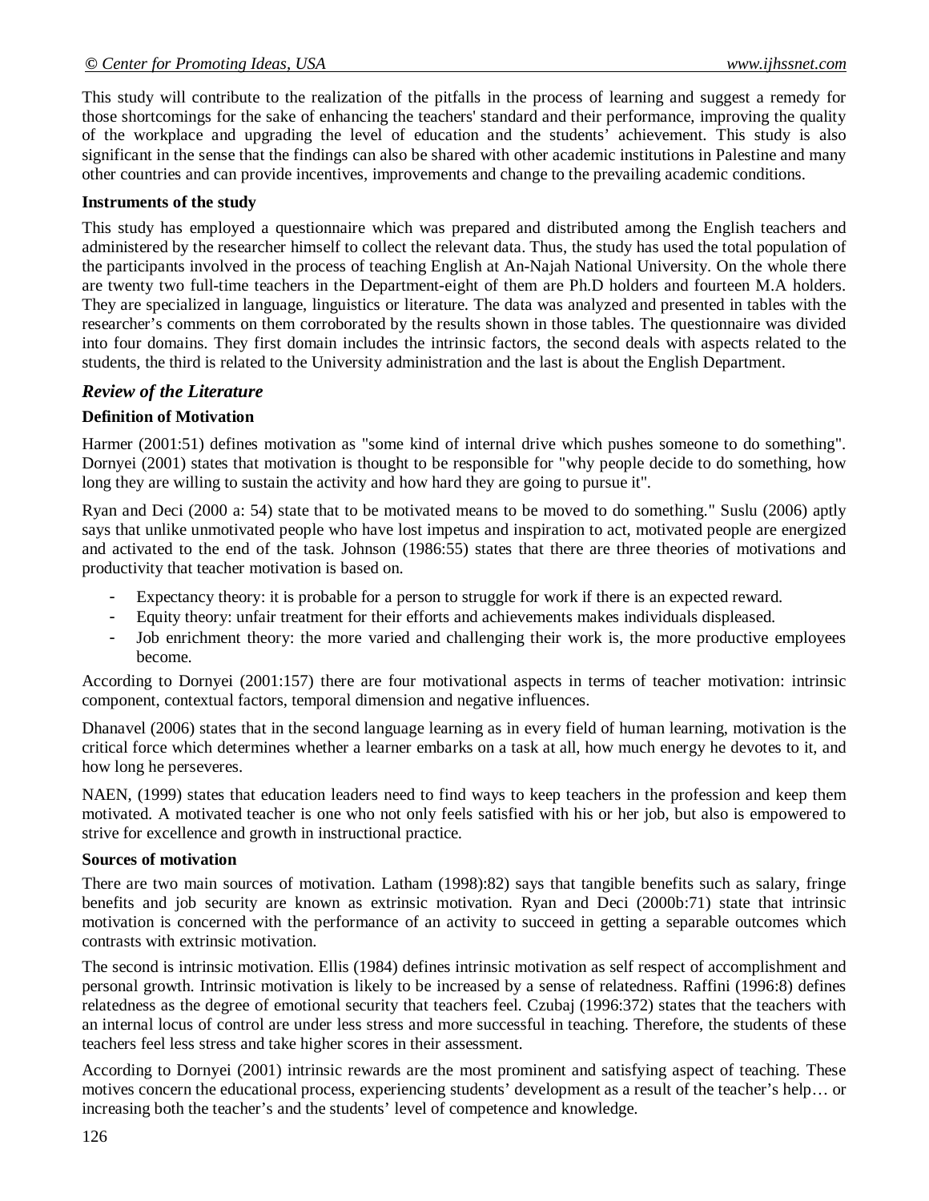This study will contribute to the realization of the pitfalls in the process of learning and suggest a remedy for those shortcomings for the sake of enhancing the teachers' standard and their performance, improving the quality of the workplace and upgrading the level of education and the students' achievement. This study is also significant in the sense that the findings can also be shared with other academic institutions in Palestine and many other countries and can provide incentives, improvements and change to the prevailing academic conditions.

**Instruments of the study**

This study has employed a questionnaire which was prepared and distributed among the English teachers and administered by the researcher himself to collect the relevant data. Thus, the study has used the total population of the participants involved in the process of teaching English at An-Najah National University. On the whole there are twenty two full-time teachers in the Department-eight of them are Ph.D holders and fourteen M.A holders. They are specialized in language, linguistics or literature. The data was analyzed and presented in tables with the researcher's comments on them corroborated by the results shown in those tables. The questionnaire was divided into four domains. They first domain includes the intrinsic factors, the second deals with aspects related to the students, the third is related to the University administration and the last is about the English Department.

## *Review of the Literature*

**Definition of Motivation**

Harmer (2001:51) defines motivation as "some kind of internal drive which pushes someone to do something". Dornyei (2001) states that motivation is thought to be responsible for "why people decide to do something, how long they are willing to sustain the activity and how hard they are going to pursue it".

Ryan and Deci (2000 a: 54) state that to be motivated means to be moved to do something." Suslu (2006) aptly says that unlike unmotivated people who have lost impetus and inspiration to act, motivated people are energized and activated to the end of the task. Johnson (1986:55) states that there are three theories of motivations and productivity that teacher motivation is based on.

- Expectancy theory: it is probable for a person to struggle for work if there is an expected reward.
- Equity theory: unfair treatment for their efforts and achievements makes individuals displeased.
- Job enrichment theory: the more varied and challenging their work is, the more productive employees become.

According to Dornyei (2001:157) there are four motivational aspects in terms of teacher motivation: intrinsic component, contextual factors, temporal dimension and negative influences.

Dhanavel (2006) states that in the second language learning as in every field of human learning, motivation is the critical force which determines whether a learner embarks on a task at all, how much energy he devotes to it, and how long he perseveres.

NAEN, (1999) states that education leaders need to find ways to keep teachers in the profession and keep them motivated. A motivated teacher is one who not only feels satisfied with his or her job, but also is empowered to strive for excellence and growth in instructional practice.

**Sources of motivation**

There are two main sources of motivation. Latham (1998):82) says that tangible benefits such as salary, fringe benefits and job security are known as extrinsic motivation. Ryan and Deci (2000b:71) state that intrinsic motivation is concerned with the performance of an activity to succeed in getting a separable outcomes which contrasts with extrinsic motivation.

The second is intrinsic motivation. Ellis (1984) defines intrinsic motivation as self respect of accomplishment and personal growth. Intrinsic motivation is likely to be increased by a sense of relatedness. Raffini (1996:8) defines relatedness as the degree of emotional security that teachers feel. Czubaj (1996:372) states that the teachers with an internal locus of control are under less stress and more successful in teaching. Therefore, the students of these teachers feel less stress and take higher scores in their assessment.

According to Dornyei (2001) intrinsic rewards are the most prominent and satisfying aspect of teaching. These motives concern the educational process, experiencing students' development as a result of the teacher's help… or increasing both the teacher's and the students' level of competence and knowledge.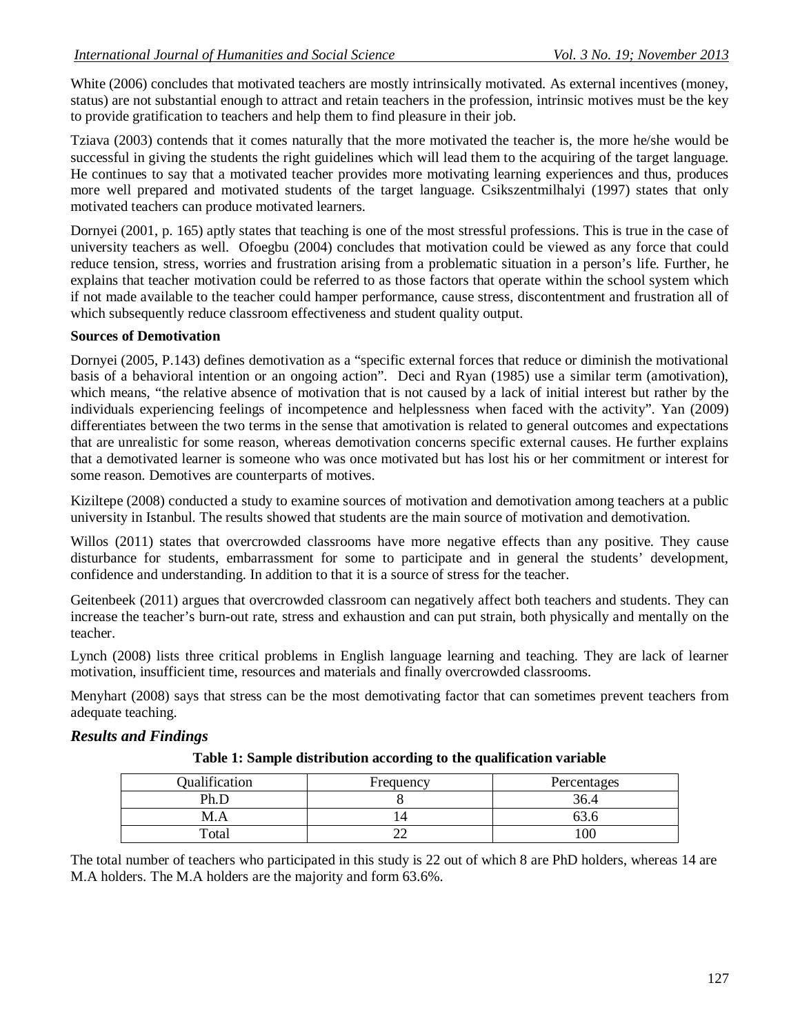White (2006) concludes that motivated teachers are mostly intrinsically motivated. As external incentives (money, status) are not substantial enough to attract and retain teachers in the profession, intrinsic motives must be the key to provide gratification to teachers and help them to find pleasure in their job.

Tziava (2003) contends that it comes naturally that the more motivated the teacher is, the more he/she would be successful in giving the students the right guidelines which will lead them to the acquiring of the target language. He continues to say that a motivated teacher provides more motivating learning experiences and thus, produces more well prepared and motivated students of the target language. Csikszentmilhalyi (1997) states that only motivated teachers can produce motivated learners.

Dornyei (2001, p. 165) aptly states that teaching is one of the most stressful professions. This is true in the case of university teachers as well. Ofoegbu (2004) concludes that motivation could be viewed as any force that could reduce tension, stress, worries and frustration arising from a problematic situation in a person's life. Further, he explains that teacher motivation could be referred to as those factors that operate within the school system which if not made available to the teacher could hamper performance, cause stress, discontentment and frustration all of which subsequently reduce classroom effectiveness and student quality output.

**Sources of Demotivation**

Dornyei (2005, P.143) defines demotivation as a "specific external forces that reduce or diminish the motivational basis of a behavioral intention or an ongoing action". Deci and Ryan (1985) use a similar term (amotivation), which means, "the relative absence of motivation that is not caused by a lack of initial interest but rather by the individuals experiencing feelings of incompetence and helplessness when faced with the activity". Yan (2009) differentiates between the two terms in the sense that amotivation is related to general outcomes and expectations that are unrealistic for some reason, whereas demotivation concerns specific external causes. He further explains that a demotivated learner is someone who was once motivated but has lost his or her commitment or interest for some reason. Demotives are counterparts of motives.

Kiziltepe (2008) conducted a study to examine sources of motivation and demotivation among teachers at a public university in Istanbul. The results showed that students are the main source of motivation and demotivation.

Willos (2011) states that overcrowded classrooms have more negative effects than any positive. They cause disturbance for students, embarrassment for some to participate and in general the students' development, confidence and understanding. In addition to that it is a source of stress for the teacher.

Geitenbeek (2011) argues that overcrowded classroom can negatively affect both teachers and students. They can increase the teacher's burn-out rate, stress and exhaustion and can put strain, both physically and mentally on the teacher.

Lynch (2008) lists three critical problems in English language learning and teaching. They are lack of learner motivation, insufficient time, resources and materials and finally overcrowded classrooms.

Menyhart (2008) says that stress can be the most demotivating factor that can sometimes prevent teachers from adequate teaching.

## *Results and Findings*

**Table 1: Sample distribution according to the qualification variable**

| Qualification | Frequency | Percentages |
|---|---|---|
| Ph.D | 8 | 36.4 |
| M.A | 14 | 63.6 |
| Total | 22 | 100 |

The total number of teachers who participated in this study is 22 out of which 8 are PhD holders, whereas 14 are M.A holders. The M.A holders are the majority and form 63.6%.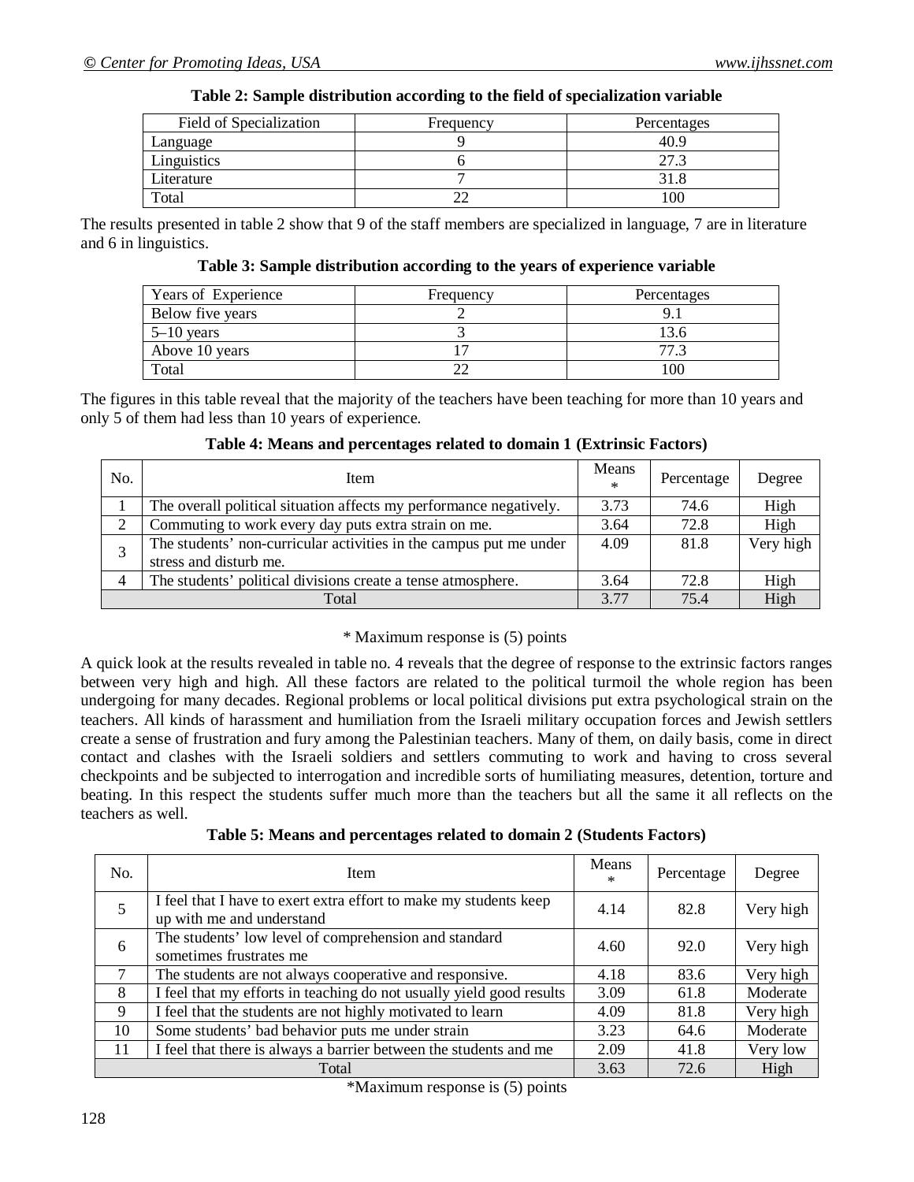**Table 2: Sample distribution according to the field of specialization variable**

| Field of Specialization | Frequency | Percentages |
|---|---|---|
| Language | 9 | 40.9 |
| Linguistics | 6 | 27.3 |
| Literature | 7 | 31.8 |
| Total | 22 | 100 |

The results presented in table 2 show that 9 of the staff members are specialized in language, 7 are in literature and 6 in linguistics.

**Table 3: Sample distribution according to the years of experience variable**

| Years of Experience | Frequency | Percentages |
|---|---|---|
| Below five years | 2 | 9.1 |
| 5–10 years | 3 | 13.6 |
| Above 10 years | 17 | 77.3 |
| Total | 22 | 100 |

The figures in this table reveal that the majority of the teachers have been teaching for more than 10 years and only 5 of them had less than 10 years of experience.

**Table 4: Means and percentages related to domain 1 (Extrinsic Factors)**

| No. | Item | Means * | Percentage | Degree |
|---|---|---|---|---|
| 1 | The overall political situation affects my performance negatively. | 3.73 | 74.6 | High |
| 2 | Commuting to work every day puts extra strain on me. | 3.64 | 72.8 | High |
| 3 | The students' non-curricular activities in the campus put me under stress and disturb me. | 4.09 | 81.8 | Very high |
| 4 | The students' political divisions create a tense atmosphere. | 3.64 | 72.8 | High |
| Total | | 3.77 | 75.4 | High |

\* Maximum response is (5) points

A quick look at the results revealed in table no. 4 reveals that the degree of response to the extrinsic factors ranges between very high and high. All these factors are related to the political turmoil the whole region has been undergoing for many decades. Regional problems or local political divisions put extra psychological strain on the teachers. All kinds of harassment and humiliation from the Israeli military occupation forces and Jewish settlers create a sense of frustration and fury among the Palestinian teachers. Many of them, on daily basis, come in direct contact and clashes with the Israeli soldiers and settlers commuting to work and having to cross several checkpoints and be subjected to interrogation and incredible sorts of humiliating measures, detention, torture and beating. In this respect the students suffer much more than the teachers but all the same it all reflects on the teachers as well.

**Table 5: Means and percentages related to domain 2 (Students Factors)**

| No. | Item | Means * | Percentage | Degree |
|---|---|---|---|---|
| 5 | I feel that I have to exert extra effort to make my students keep up with me and understand | 4.14 | 82.8 | Very high |
| 6 | The students' low level of comprehension and standard sometimes frustrates me | 4.60 | 92.0 | Very high |
| 7 | The students are not always cooperative and responsive. | 4.18 | 83.6 | Very high |
| 8 | I feel that my efforts in teaching do not usually yield good results | 3.09 | 61.8 | Moderate |
| 9 | I feel that the students are not highly motivated to learn | 4.09 | 81.8 | Very high |
| 10 | Some students' bad behavior puts me under strain | 3.23 | 64.6 | Moderate |
| 11 | I feel that there is always a barrier between the students and me | 2.09 | 41.8 | Very low |
| Total | | 3.63 | 72.6 | High |

*Maximum response is (5) points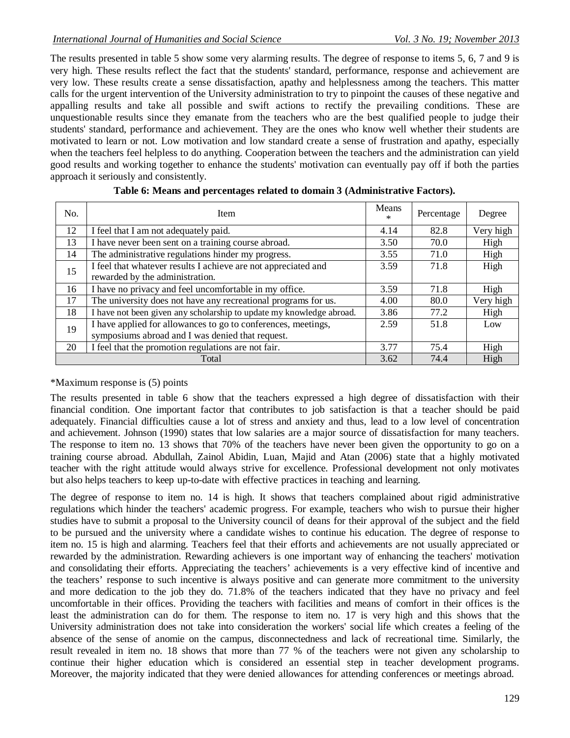The results presented in table 5 show some very alarming results. The degree of response to items 5, 6, 7 and 9 is very high. These results reflect the fact that the students' standard, performance, response and achievement are very low. These results create a sense dissatisfaction, apathy and helplessness among the teachers. This matter calls for the urgent intervention of the University administration to try to pinpoint the causes of these negative and appalling results and take all possible and swift actions to rectify the prevailing conditions. These are unquestionable results since they emanate from the teachers who are the best qualified people to judge their students' standard, performance and achievement. They are the ones who know well whether their students are motivated to learn or not. Low motivation and low standard create a sense of frustration and apathy, especially when the teachers feel helpless to do anything. Cooperation between the teachers and the administration can yield good results and working together to enhance the students' motivation can eventually pay off if both the parties approach it seriously and consistently.

**Table 6: Means and percentages related to domain 3 (Administrative Factors).**

| No. | Item | Means * | Percentage | Degree |
|---|---|---|---|---|
| 12 | I feel that I am not adequately paid. | 4.14 | 82.8 | Very high |
| 13 | I have never been sent on a training course abroad. | 3.50 | 70.0 | High |
| 14 | The administrative regulations hinder my progress. | 3.55 | 71.0 | High |
| 15 | I feel that whatever results I achieve are not appreciated and rewarded by the administration. | 3.59 | 71.8 | High |
| 16 | I have no privacy and feel uncomfortable in my office. | 3.59 | 71.8 | High |
| 17 | The university does not have any recreational programs for us. | 4.00 | 80.0 | Very high |
| 18 | I have not been given any scholarship to update my knowledge abroad. | 3.86 | 77.2 | High |
| 19 | I have applied for allowances to go to conferences, meetings, symposiums abroad and I was denied that request. | 2.59 | 51.8 | Low |
| 20 | I feel that the promotion regulations are not fair. | 3.77 | 75.4 | High |
| Total | | 3.62 | 74.4 | High |

*Maximum response is (5) points

The results presented in table 6 show that the teachers expressed a high degree of dissatisfaction with their financial condition. One important factor that contributes to job satisfaction is that a teacher should be paid adequately. Financial difficulties cause a lot of stress and anxiety and thus, lead to a low level of concentration and achievement. Johnson (1990) states that low salaries are a major source of dissatisfaction for many teachers. The response to item no. 13 shows that 70% of the teachers have never been given the opportunity to go on a training course abroad. Abdullah, Zainol Abidin, Luan, Majid and Atan (2006) state that a highly motivated teacher with the right attitude would always strive for excellence. Professional development not only motivates but also helps teachers to keep up-to-date with effective practices in teaching and learning.

The degree of response to item no. 14 is high. It shows that teachers complained about rigid administrative regulations which hinder the teachers' academic progress. For example, teachers who wish to pursue their higher studies have to submit a proposal to the University council of deans for their approval of the subject and the field to be pursued and the university where a candidate wishes to continue his education. The degree of response to item no. 15 is high and alarming. Teachers feel that their efforts and achievements are not usually appreciated or rewarded by the administration. Rewarding achievers is one important way of enhancing the teachers' motivation and consolidating their efforts. Appreciating the teachers' achievements is a very effective kind of incentive and the teachers' response to such incentive is always positive and can generate more commitment to the university and more dedication to the job they do. 71.8% of the teachers indicated that they have no privacy and feel uncomfortable in their offices. Providing the teachers with facilities and means of comfort in their offices is the least the administration can do for them. The response to item no. 17 is very high and this shows that the University administration does not take into consideration the workers' social life which creates a feeling of the absence of the sense of anomie on the campus, disconnectedness and lack of recreational time. Similarly, the result revealed in item no. 18 shows that more than 77 % of the teachers were not given any scholarship to continue their higher education which is considered an essential step in teacher development programs. Moreover, the majority indicated that they were denied allowances for attending conferences or meetings abroad.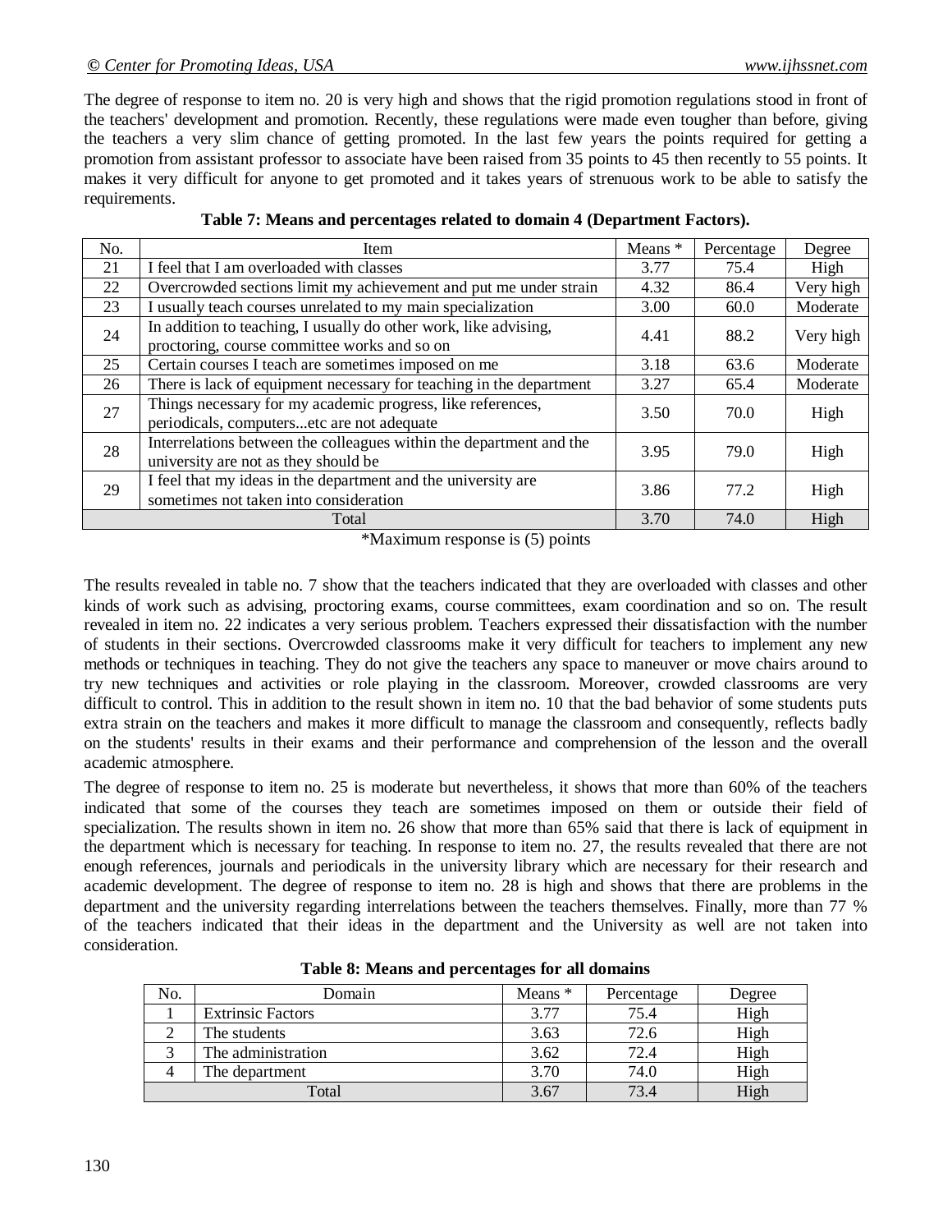The degree of response to item no. 20 is very high and shows that the rigid promotion regulations stood in front of the teachers' development and promotion. Recently, these regulations were made even tougher than before, giving the teachers a very slim chance of getting promoted. In the last few years the points required for getting a promotion from assistant professor to associate have been raised from 35 points to 45 then recently to 55 points. It makes it very difficult for anyone to get promoted and it takes years of strenuous work to be able to satisfy the requirements.

**Table 7: Means and percentages related to domain 4 (Department Factors).**

| No. | Item | Means * | Percentage | Degree |
|---|---|---|---|---|
| 21 | I feel that I am overloaded with classes | 3.77 | 75.4 | High |
| 22 | Overcrowded sections limit my achievement and put me under strain | 4.32 | 86.4 | Very high |
| 23 | I usually teach courses unrelated to my main specialization | 3.00 | 60.0 | Moderate |
| 24 | In addition to teaching, I usually do other work, like advising, proctoring, course committee works and so on | 4.41 | 88.2 | Very high |
| 25 | Certain courses I teach are sometimes imposed on me | 3.18 | 63.6 | Moderate |
| 26 | There is lack of equipment necessary for teaching in the department | 3.27 | 65.4 | Moderate |
| 27 | Things necessary for my academic progress, like references, periodicals, computers...etc are not adequate | 3.50 | 70.0 | High |
| 28 | Interrelations between the colleagues within the department and the university are not as they should be | 3.95 | 79.0 | High |
| 29 | I feel that my ideas in the department and the university are sometimes not taken into consideration | 3.86 | 77.2 | High |
| Total | | 3.70 | 74.0 | High |

*Maximum response is (5) points

The results revealed in table no. 7 show that the teachers indicated that they are overloaded with classes and other kinds of work such as advising, proctoring exams, course committees, exam coordination and so on. The result revealed in item no. 22 indicates a very serious problem. Teachers expressed their dissatisfaction with the number of students in their sections. Overcrowded classrooms make it very difficult for teachers to implement any new methods or techniques in teaching. They do not give the teachers any space to maneuver or move chairs around to try new techniques and activities or role playing in the classroom. Moreover, crowded classrooms are very difficult to control. This in addition to the result shown in item no. 10 that the bad behavior of some students puts extra strain on the teachers and makes it more difficult to manage the classroom and consequently, reflects badly on the students' results in their exams and their performance and comprehension of the lesson and the overall academic atmosphere.

The degree of response to item no. 25 is moderate but nevertheless, it shows that more than 60% of the teachers indicated that some of the courses they teach are sometimes imposed on them or outside their field of specialization. The results shown in item no. 26 show that more than 65% said that there is lack of equipment in the department which is necessary for teaching. In response to item no. 27, the results revealed that there are not enough references, journals and periodicals in the university library which are necessary for their research and academic development. The degree of response to item no. 28 is high and shows that there are problems in the department and the university regarding interrelations between the teachers themselves. Finally, more than 77 % of the teachers indicated that their ideas in the department and the University as well are not taken into consideration.

**Table 8: Means and percentages for all domains**

| No. | Domain | Means * | Percentage | Degree |
|---|---|---|---|---|
| 1 | Extrinsic Factors | 3.77 | 75.4 | High |
| 2 | The students | 3.63 | 72.6 | High |
| 3 | The administration | 3.62 | 72.4 | High |
| 4 | The department | 3.70 | 74.0 | High |
| Total | | 3.67 | 73.4 | High |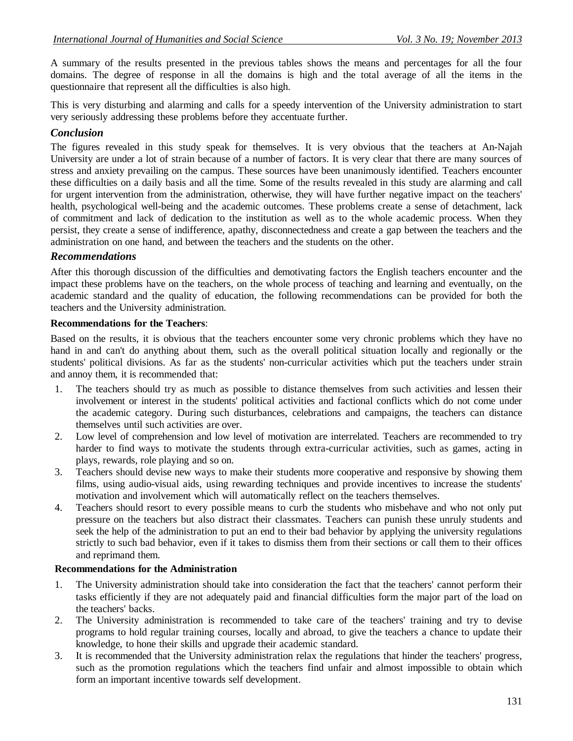A summary of the results presented in the previous tables shows the means and percentages for all the four domains. The degree of response in all the domains is high and the total average of all the items in the questionnaire that represent all the difficulties is also high.

This is very disturbing and alarming and calls for a speedy intervention of the University administration to start very seriously addressing these problems before they accentuate further.

## *Conclusion*

The figures revealed in this study speak for themselves. It is very obvious that the teachers at An-Najah University are under a lot of strain because of a number of factors. It is very clear that there are many sources of stress and anxiety prevailing on the campus. These sources have been unanimously identified. Teachers encounter these difficulties on a daily basis and all the time. Some of the results revealed in this study are alarming and call for urgent intervention from the administration, otherwise, they will have further negative impact on the teachers' health, psychological well-being and the academic outcomes. These problems create a sense of detachment, lack of commitment and lack of dedication to the institution as well as to the whole academic process. When they persist, they create a sense of indifference, apathy, disconnectedness and create a gap between the teachers and the administration on one hand, and between the teachers and the students on the other.

## *Recommendations*

After this thorough discussion of the difficulties and demotivating factors the English teachers encounter and the impact these problems have on the teachers, on the whole process of teaching and learning and eventually, on the academic standard and the quality of education, the following recommendations can be provided for both the teachers and the University administration.

**Recommendations for the Teachers**:

Based on the results, it is obvious that the teachers encounter some very chronic problems which they have no hand in and can't do anything about them, such as the overall political situation locally and regionally or the students' political divisions. As far as the students' non-curricular activities which put the teachers under strain and annoy them, it is recommended that:

1. The teachers should try as much as possible to distance themselves from such activities and lessen their involvement or interest in the students' political activities and factional conflicts which do not come under the academic category. During such disturbances, celebrations and campaigns, the teachers can distance themselves until such activities are over.
2. Low level of comprehension and low level of motivation are interrelated. Teachers are recommended to try harder to find ways to motivate the students through extra-curricular activities, such as games, acting in plays, rewards, role playing and so on.
3. Teachers should devise new ways to make their students more cooperative and responsive by showing them films, using audio-visual aids, using rewarding techniques and provide incentives to increase the students' motivation and involvement which will automatically reflect on the teachers themselves.
4. Teachers should resort to every possible means to curb the students who misbehave and who not only put pressure on the teachers but also distract their classmates. Teachers can punish these unruly students and seek the help of the administration to put an end to their bad behavior by applying the university regulations strictly to such bad behavior, even if it takes to dismiss them from their sections or call them to their offices and reprimand them.

**Recommendations for the Administration**

1. The University administration should take into consideration the fact that the teachers' cannot perform their tasks efficiently if they are not adequately paid and financial difficulties form the major part of the load on the teachers' backs.
2. The University administration is recommended to take care of the teachers' training and try to devise programs to hold regular training courses, locally and abroad, to give the teachers a chance to update their knowledge, to hone their skills and upgrade their academic standard.
3. It is recommended that the University administration relax the regulations that hinder the teachers' progress, such as the promotion regulations which the teachers find unfair and almost impossible to obtain which form an important incentive towards self development.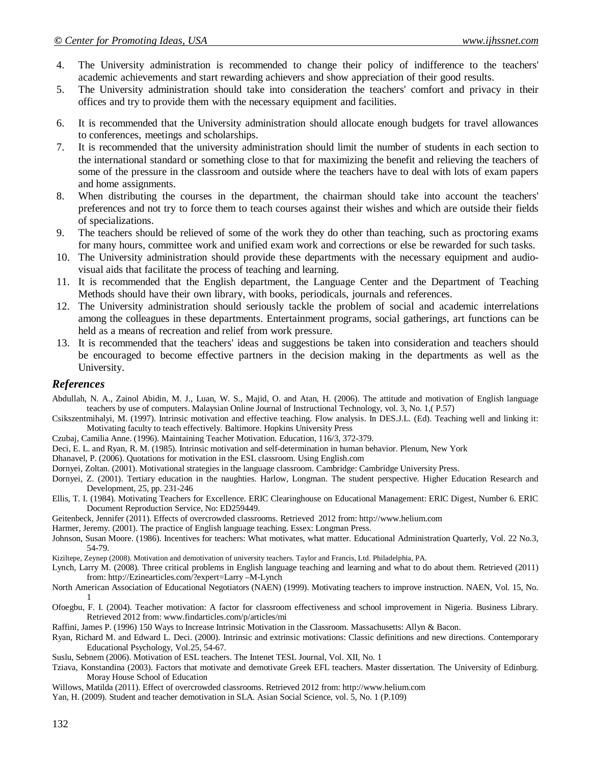4. The University administration is recommended to change their policy of indifference to the teachers' academic achievements and start rewarding achievers and show appreciation of their good results.
5. The University administration should take into consideration the teachers' comfort and privacy in their offices and try to provide them with the necessary equipment and facilities.
6. It is recommended that the University administration should allocate enough budgets for travel allowances to conferences, meetings and scholarships.
7. It is recommended that the university administration should limit the number of students in each section to the international standard or something close to that for maximizing the benefit and relieving the teachers of some of the pressure in the classroom and outside where the teachers have to deal with lots of exam papers and home assignments.
8. When distributing the courses in the department, the chairman should take into account the teachers' preferences and not try to force them to teach courses against their wishes and which are outside their fields of specializations.
9. The teachers should be relieved of some of the work they do other than teaching, such as proctoring exams for many hours, committee work and unified exam work and corrections or else be rewarded for such tasks.
10. The University administration should provide these departments with the necessary equipment and audio-visual aids that facilitate the process of teaching and learning.
11. It is recommended that the English department, the Language Center and the Department of Teaching Methods should have their own library, with books, periodicals, journals and references.
12. The University administration should seriously tackle the problem of social and academic interrelations among the colleagues in these departments. Entertainment programs, social gatherings, art functions can be held as a means of recreation and relief from work pressure.
13. It is recommended that the teachers' ideas and suggestions be taken into consideration and teachers should be encouraged to become effective partners in the decision making in the departments as well as the University.

## *References*

Abdullah, N. A., Zainol Abidin, M. J., Luan, W. S., Majid, O. and Atan, H. (2006). The attitude and motivation of English language teachers by use of computers. Malaysian Online Journal of Instructional Technology, vol. 3, No. 1,( P.57)

Csikszentmihalyi, M. (1997). Intrinsic motivation and effective teaching. Flow analysis. In DES.J.L. (Ed). Teaching well and linking it: Motivating faculty to teach effectively. Baltimore. Hopkins University Press

Czubaj, Camilia Anne. (1996). Maintaining Teacher Motivation. Education, 116/3, 372-379.

Deci, E. L. and Ryan, R. M. (1985). Intrinsic motivation and self-determination in human behavior. Plenum, New York

Dhanavel, P. (2006). Quotations for motivation in the ESL classroom. Using English.com

Dornyei, Zoltan. (2001). Motivational strategies in the language classroom. Cambridge: Cambridge University Press.

Dornyei, Z. (2001). Tertiary education in the naughties. Harlow, Longman. The student perspective. Higher Education Research and Development, 25, pp. 231-246

Ellis, T. I. (1984). Motivating Teachers for Excellence. ERIC Clearinghouse on Educational Management: ERIC Digest, Number 6. ERIC Document Reproduction Service, No: ED259449.

Geitenbeck, Jennifer (2011). Effects of overcrowded classrooms. Retrieved 2012 from: http://www.helium.com

Harmer, Jeremy. (2001). The practice of English language teaching. Essex: Longman Press.

Johnson, Susan Moore. (1986). Incentives for teachers: What motivates, what matter. Educational Administration Quarterly, Vol. 22 No.3, 54-79.

Kiziltepe, Zeynep (2008). Motivation and demotivation of university teachers. Taylor and Francis, Ltd. Philadelphia, PA.

Lynch, Larry M. (2008). Three critical problems in English language teaching and learning and what to do about them. Retrieved (2011) from: http://Ezinearticles.com/?expert=Larry –M-Lynch

North American Association of Educational Negotiators (NAEN) (1999). Motivating teachers to improve instruction. NAEN, Vol. 15, No. 1

Ofoegbu, F. I. (2004). Teacher motivation: A factor for classroom effectiveness and school improvement in Nigeria. Business Library. Retrieved 2012 from: www.findarticles.com/p/articles/mi

Raffini, James P. (1996) 150 Ways to Increase Intrinsic Motivation in the Classroom. Massachusetts: Allyn & Bacon.

Ryan, Richard M. and Edward L. Deci. (2000). Intrinsic and extrinsic motivations: Classic definitions and new directions. Contemporary Educational Psychology, Vol.25, 54-67.

Suslu, Sebnem (2006). Motivation of ESL teachers. The Intenet TESL Journal, Vol. XII, No. 1

Tziava, Konstandina (2003). Factors that motivate and demotivate Greek EFL teachers. Master dissertation. The University of Edinburg. Moray House School of Education

Willows, Matilda (2011). Effect of overcrowded classrooms. Retrieved 2012 from: http://www.helium.com

Yan, H. (2009). Student and teacher demotivation in SLA. Asian Social Science, vol. 5, No. 1 (P.109)